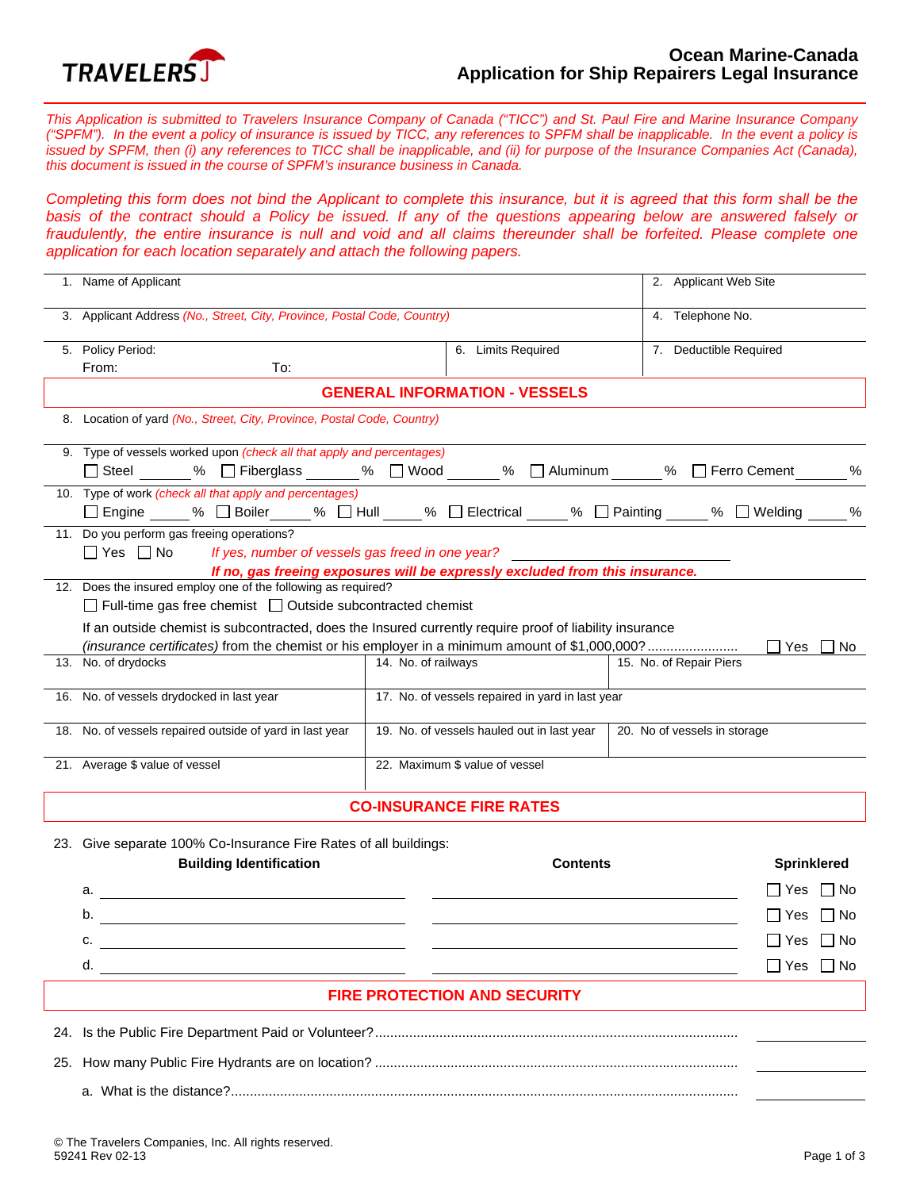# Ocean Marine-Canada
## Application for Ship Repairers Legal Insurance

*This Application is submitted to Travelers Insurance Company of Canada ("TICC") and St. Paul Fire and Marine Insurance Company ("SPFM"). In the event a policy of insurance is issued by TICC, any references to SPFM shall be inapplicable. In the event a policy is issued by SPFM, then (i) any references to TICC shall be inapplicable, and (ii) for purpose of the Insurance Companies Act (Canada), this document is issued in the course of SPFM's insurance business in Canada.*

*Completing this form does not bind the Applicant to complete this insurance, but it is agreed that this form shall be the basis of the contract should a Policy be issued. If any of the questions appearing below are answered falsely or fraudulently, the entire insurance is null and void and all claims thereunder shall be forfeited. Please complete one application for each location separately and attach the following papers.*

| | | |
|---|---|---|
| 1. Name of Applicant | | 2. Applicant Web Site |
| 3. Applicant Address *(No., Street, City, Province, Postal Code, Country)* | | 4. Telephone No. |
| 5. Policy Period: From: To: | 6. Limits Required | 7. Deductible Required |

## GENERAL INFORMATION - VESSELS

8. Location of yard *(No., Street, City, Province, Postal Code, Country)*

9. Type of vessels worked upon *(check all that apply and percentages)*
☐ Steel ______ % ☐ Fiberglass ______ % ☐ Wood ______ % ☐ Aluminum ______ % ☐ Ferro Cement ______ %

10. Type of work *(check all that apply and percentages)*
☐ Engine ______ % ☐ Boiler ______ % ☐ Hull ______ % ☐ Electrical ______ % ☐ Painting ______ % ☐ Welding ______ %

11. Do you perform gas freeing operations?
☐ Yes ☐ No *If yes, number of vessels gas freed in one year?* ______________
***If no, gas freeing exposures will be expressly excluded from this insurance.***

12. Does the insured employ one of the following as required?
☐ Full-time gas free chemist ☐ Outside subcontracted chemist

If an outside chemist is subcontracted, does the Insured currently require proof of liability insurance *(insurance certificates)* from the chemist or his employer in a minimum amount of $1,000,000?........................ ☐ Yes ☐ No

| | | |
|---|---|---|
| 13. No. of drydocks | 14. No. of railways | 15. No. of Repair Piers |
| 16. No. of vessels drydocked in last year | 17. No. of vessels repaired in yard in last year | |
| 18. No. of vessels repaired outside of yard in last year | 19. No. of vessels hauled out in last year | 20. No of vessels in storage |
| 21. Average $ value of vessel | 22. Maximum $ value of vessel | |

## CO-INSURANCE FIRE RATES

23. Give separate 100% Co-Insurance Fire Rates of all buildings:

| | Building Identification | Contents | Sprinklered |
|---|---|---|---|
| a. | | | ☐ Yes ☐ No |
| b. | | | ☐ Yes ☐ No |
| c. | | | ☐ Yes ☐ No |
| d. | | | ☐ Yes ☐ No |

## FIRE PROTECTION AND SECURITY

24. Is the Public Fire Department Paid or Volunteer?................................................ ______________

25. How many Public Fire Hydrants are on location? ................................................ ______________

a. What is the distance?................................................ ______________

© The Travelers Companies, Inc. All rights reserved.
59241 Rev 02-13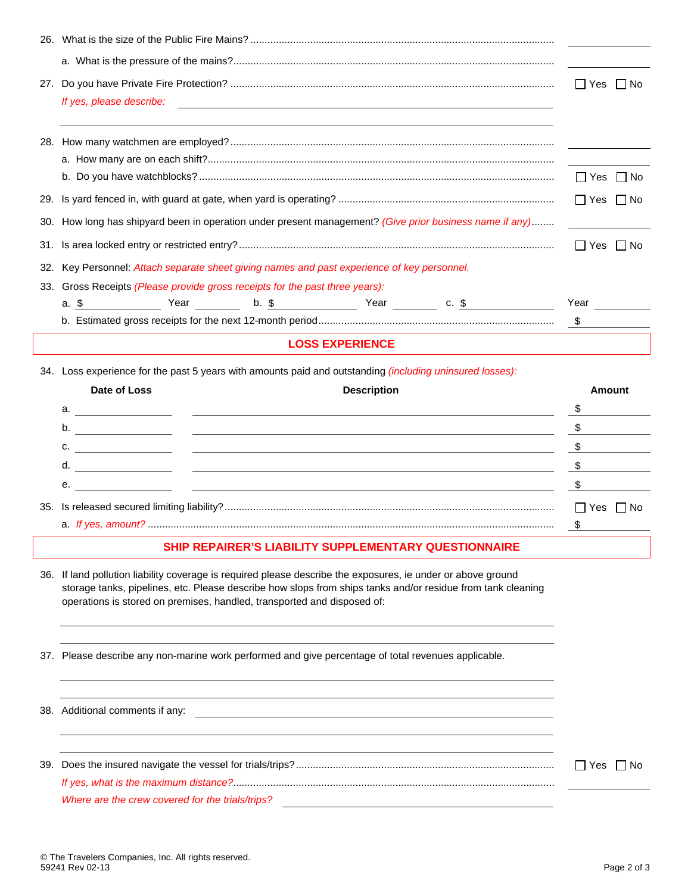26. What is the size of the Public Fire Mains? ______

    a. What is the pressure of the mains? ______

27. Do you have Private Fire Protection? ☐ Yes ☐ No

    *If yes, please describe:* ______

28. How many watchmen are employed? ______

    a. How many are on each shift? ______

    b. Do you have watchblocks? ☐ Yes ☐ No

29. Is yard fenced in, with guard at gate, when yard is operating? ☐ Yes ☐ No

30. How long has shipyard been in operation under present management? *(Give prior business name if any)* ______

31. Is area locked entry or restricted entry? ☐ Yes ☐ No

32. Key Personnel: *Attach separate sheet giving names and past experience of key personnel.*

33. Gross Receipts *(Please provide gross receipts for the past three years):*

    a. $ ______ Year ______ b. $ ______ Year ______ c. $ ______ Year ______

    b. Estimated gross receipts for the next 12-month period $ ______

## LOSS EXPERIENCE

34. Loss experience for the past 5 years with amounts paid and outstanding *(including uninsured losses):*

| | Date of Loss | Description | Amount |
|---|---|---|---|
| a. | | | $ |
| b. | | | $ |
| c. | | | $ |
| d. | | | $ |
| e. | | | $ |

35. Is released secured limiting liability? ☐ Yes ☐ No

    a. *If yes, amount?* $ ______

## SHIP REPAIRER'S LIABILITY SUPPLEMENTARY QUESTIONNAIRE

36. If land pollution liability coverage is required please describe the exposures, ie under or above ground storage tanks, pipelines, etc. Please describe how slops from ships tanks and/or residue from tank cleaning operations is stored on premises, handled, transported and disposed of:

    ______

37. Please describe any non-marine work performed and give percentage of total revenues applicable.

    ______

38. Additional comments if any: ______

39. Does the insured navigate the vessel for trials/trips? ☐ Yes ☐ No

    *If yes, what is the maximum distance?* ______

    *Where are the crew covered for the trials/trips?* ______

© The Travelers Companies, Inc. All rights reserved.
59241 Rev 02-13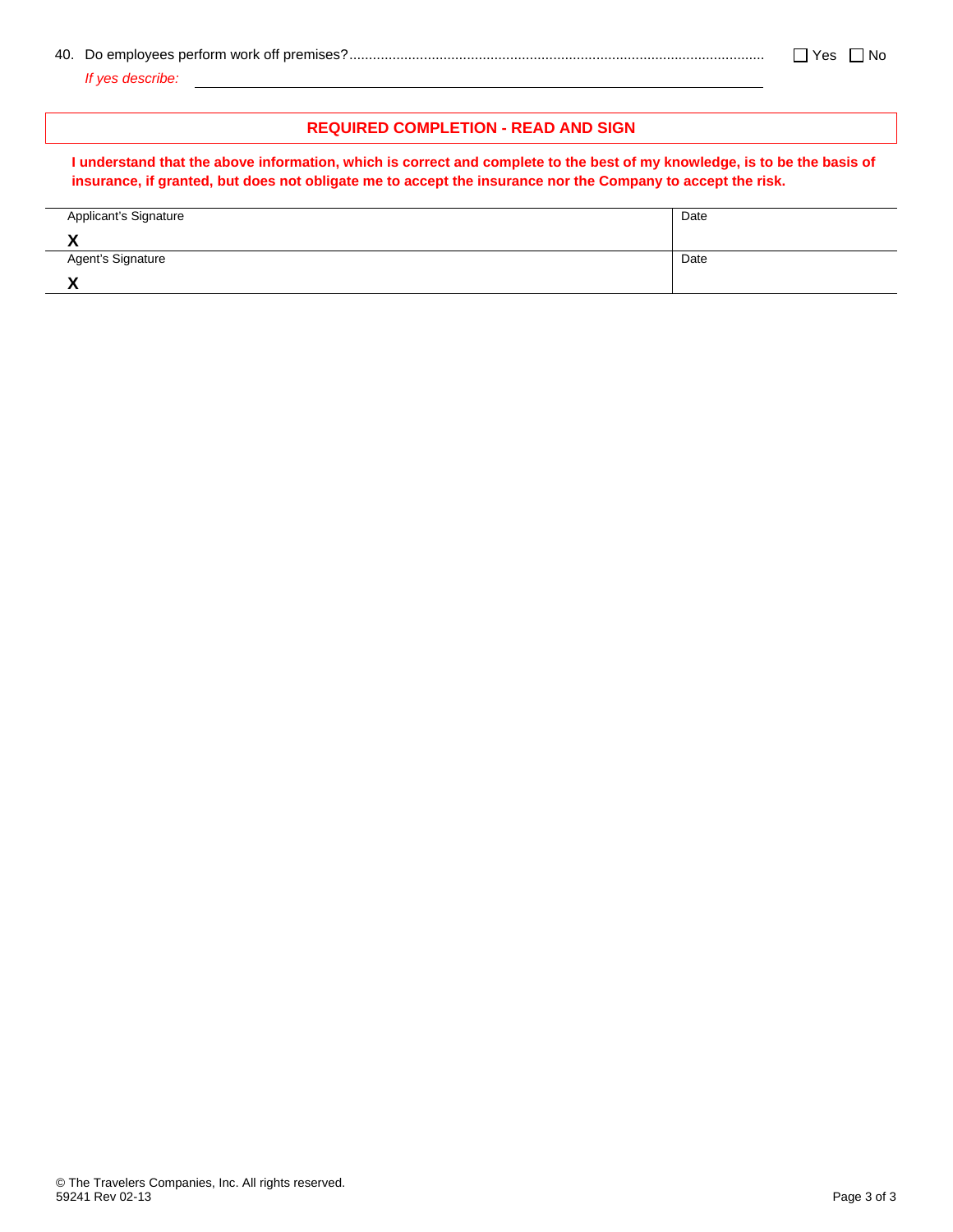40. Do employees perform work off premises? ☐ Yes ☐ No

*If yes describe:* ______________________________

## REQUIRED COMPLETION - READ AND SIGN

**I understand that the above information, which is correct and complete to the best of my knowledge, is to be the basis of insurance, if granted, but does not obligate me to accept the insurance nor the Company to accept the risk.**

| | |
|---|---|
| Applicant's Signature<br>**X** | Date |
| Agent's Signature<br>**X** | Date |

© The Travelers Companies, Inc. All rights reserved.
59241 Rev 02-13